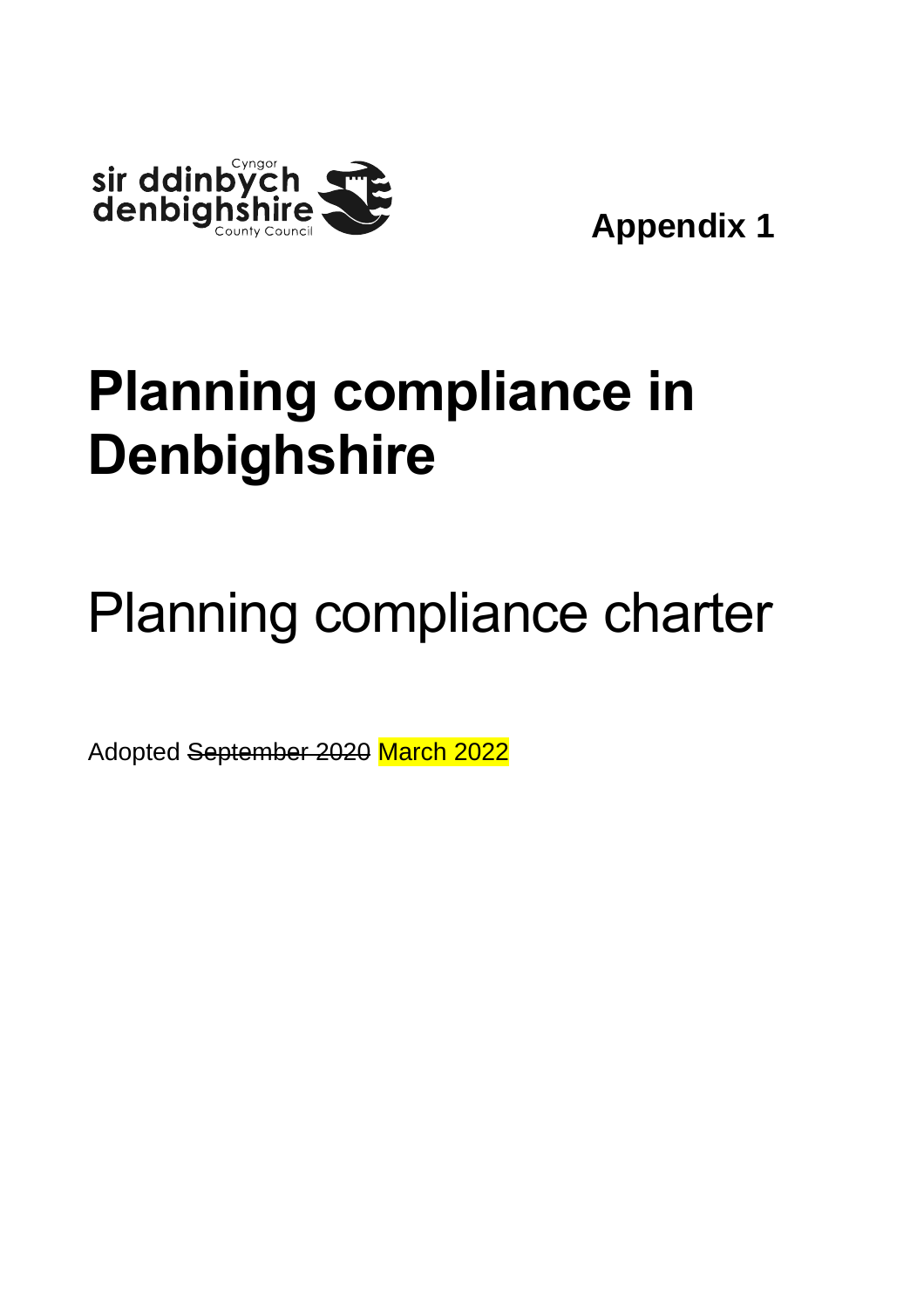sir ddinbych
denbighshire
Cyngor
County Council

**Appendix 1**

# Planning compliance in Denbighshire

## Planning compliance charter

Adopted ~~September 2020~~ March 2022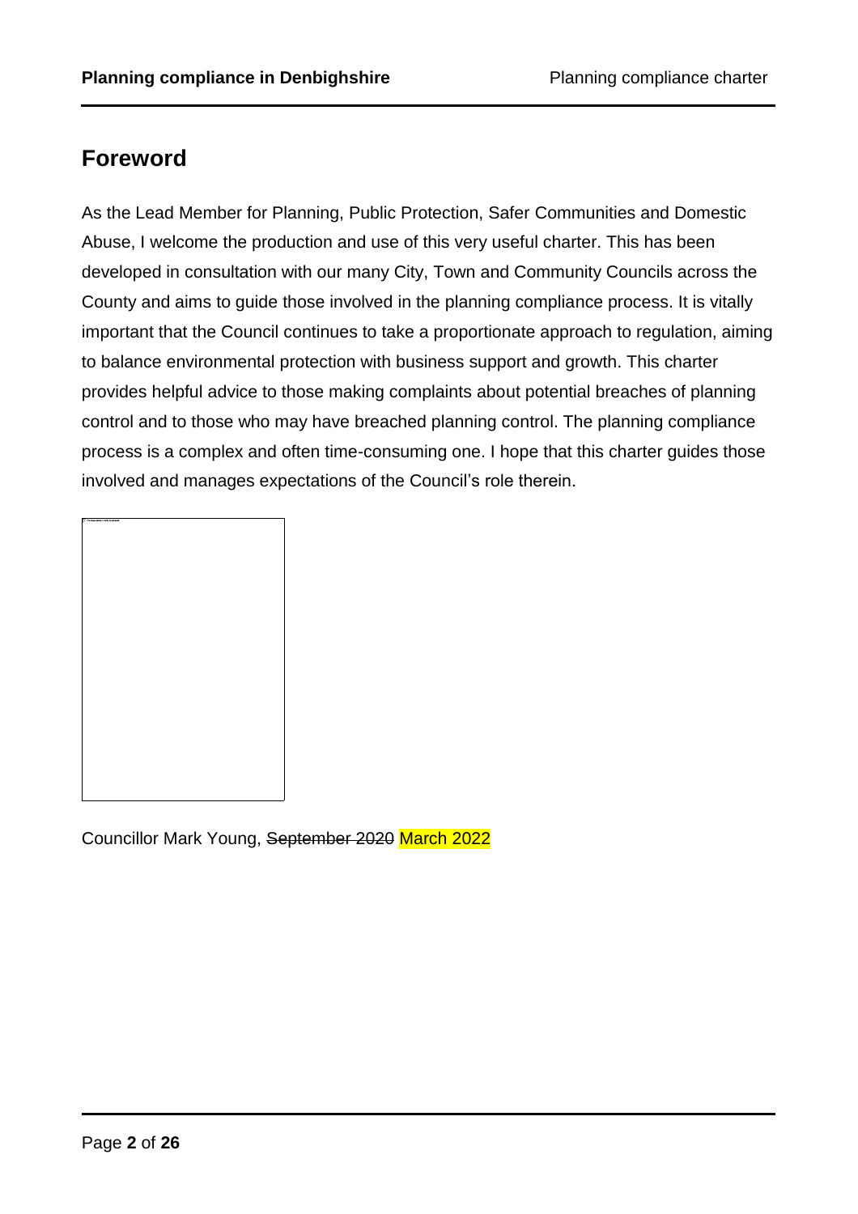## Foreword

As the Lead Member for Planning, Public Protection, Safer Communities and Domestic Abuse, I welcome the production and use of this very useful charter. This has been developed in consultation with our many City, Town and Community Councils across the County and aims to guide those involved in the planning compliance process. It is vitally important that the Council continues to take a proportionate approach to regulation, aiming to balance environmental protection with business support and growth. This charter provides helpful advice to those making complaints about potential breaches of planning control and to those who may have breached planning control. The planning compliance process is a complex and often time-consuming one. I hope that this charter guides those involved and manages expectations of the Council's role therein.

Councillor Mark Young, ~~September 2020~~ March 2022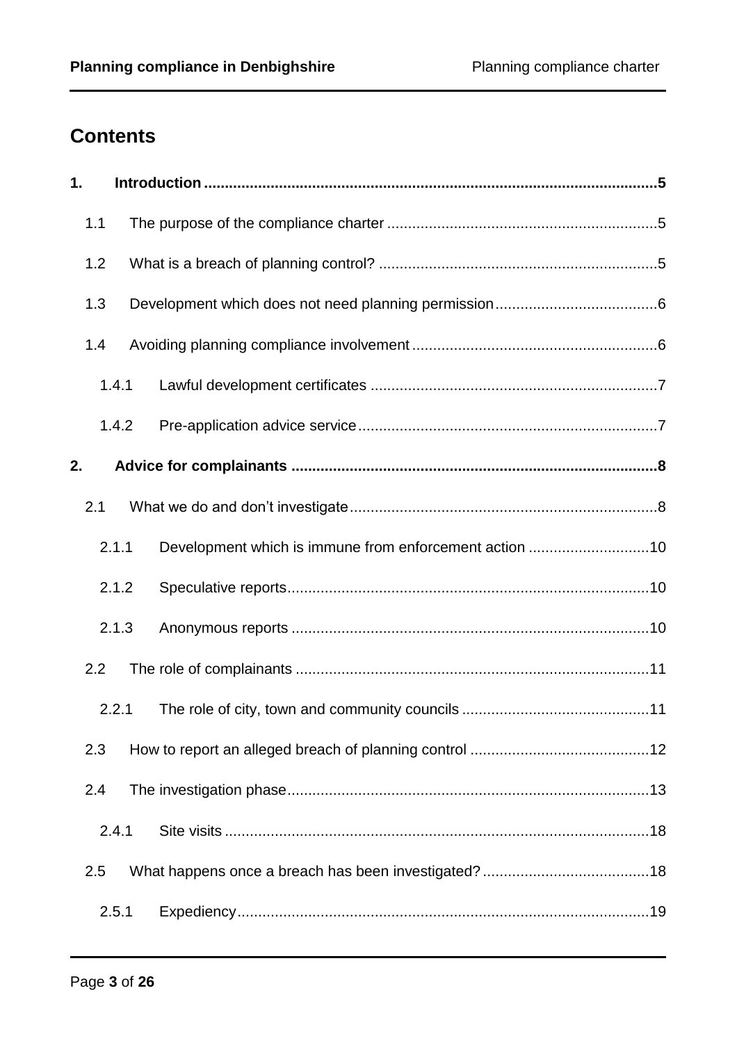## Contents

**1. Introduction ..... 5**

- 1.1 The purpose of the compliance charter ..... 5
- 1.2 What is a breach of planning control? ..... 5
- 1.3 Development which does not need planning permission ..... 6
- 1.4 Avoiding planning compliance involvement ..... 6
  - 1.4.1 Lawful development certificates ..... 7
  - 1.4.2 Pre-application advice service ..... 7

**2. Advice for complainants ..... 8**

- 2.1 What we do and don't investigate ..... 8
  - 2.1.1 Development which is immune from enforcement action ..... 10
  - 2.1.2 Speculative reports ..... 10
  - 2.1.3 Anonymous reports ..... 10
- 2.2 The role of complainants ..... 11
  - 2.2.1 The role of city, town and community councils ..... 11
- 2.3 How to report an alleged breach of planning control ..... 12
- 2.4 The investigation phase ..... 13
  - 2.4.1 Site visits ..... 18
- 2.5 What happens once a breach has been investigated? ..... 18
  - 2.5.1 Expediency ..... 19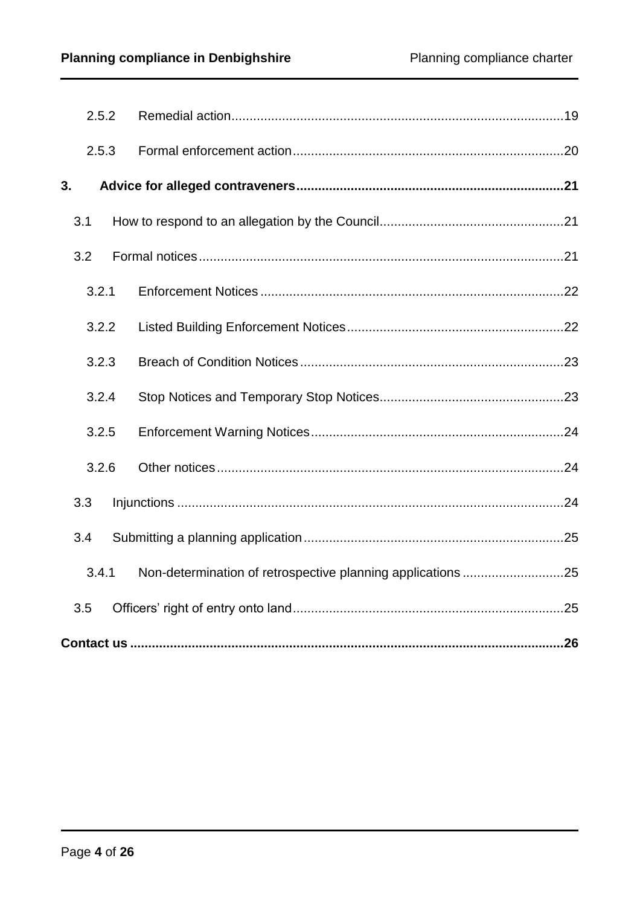2.5.2 Remedial action ... 19

2.5.3 Formal enforcement action ... 20

**3. Advice for alleged contraveners ... 21**

3.1 How to respond to an allegation by the Council ... 21

3.2 Formal notices ... 21

3.2.1 Enforcement Notices ... 22

3.2.2 Listed Building Enforcement Notices ... 22

3.2.3 Breach of Condition Notices ... 23

3.2.4 Stop Notices and Temporary Stop Notices ... 23

3.2.5 Enforcement Warning Notices ... 24

3.2.6 Other notices ... 24

3.3 Injunctions ... 24

3.4 Submitting a planning application ... 25

3.4.1 Non-determination of retrospective planning applications ... 25

3.5 Officers' right of entry onto land ... 25

**Contact us ... 26**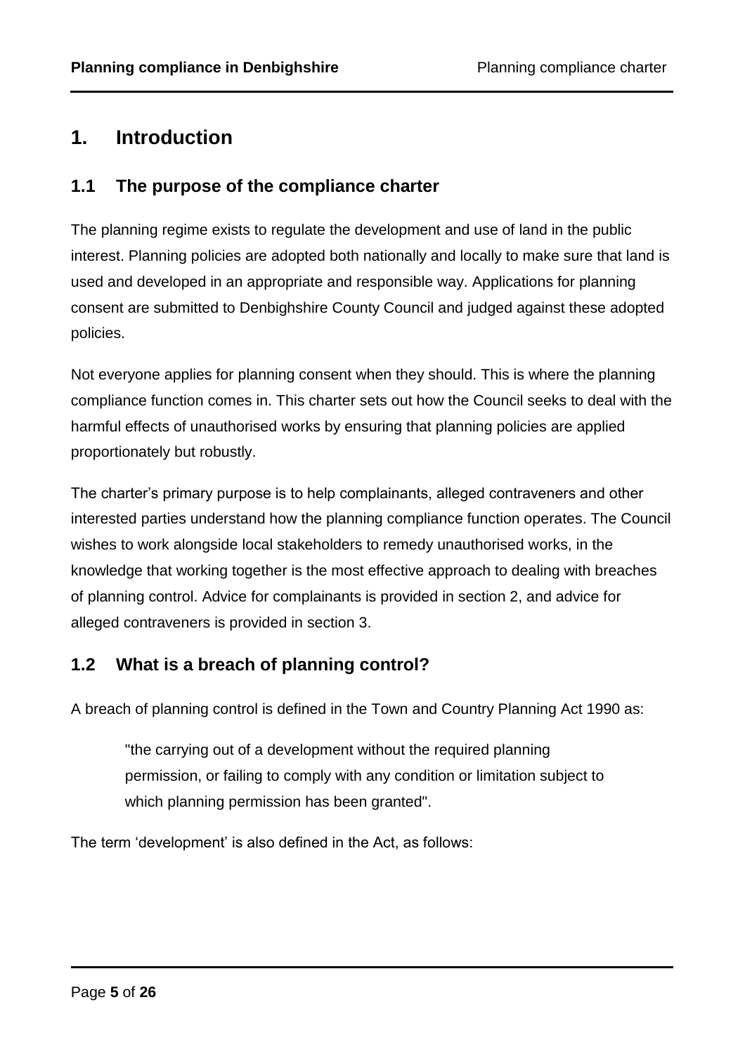# 1. Introduction

## 1.1 The purpose of the compliance charter

The planning regime exists to regulate the development and use of land in the public interest. Planning policies are adopted both nationally and locally to make sure that land is used and developed in an appropriate and responsible way. Applications for planning consent are submitted to Denbighshire County Council and judged against these adopted policies.

Not everyone applies for planning consent when they should. This is where the planning compliance function comes in. This charter sets out how the Council seeks to deal with the harmful effects of unauthorised works by ensuring that planning policies are applied proportionately but robustly.

The charter's primary purpose is to help complainants, alleged contraveners and other interested parties understand how the planning compliance function operates. The Council wishes to work alongside local stakeholders to remedy unauthorised works, in the knowledge that working together is the most effective approach to dealing with breaches of planning control. Advice for complainants is provided in section 2, and advice for alleged contraveners is provided in section 3.

## 1.2 What is a breach of planning control?

A breach of planning control is defined in the Town and Country Planning Act 1990 as:

> "the carrying out of a development without the required planning permission, or failing to comply with any condition or limitation subject to which planning permission has been granted".

The term 'development' is also defined in the Act, as follows: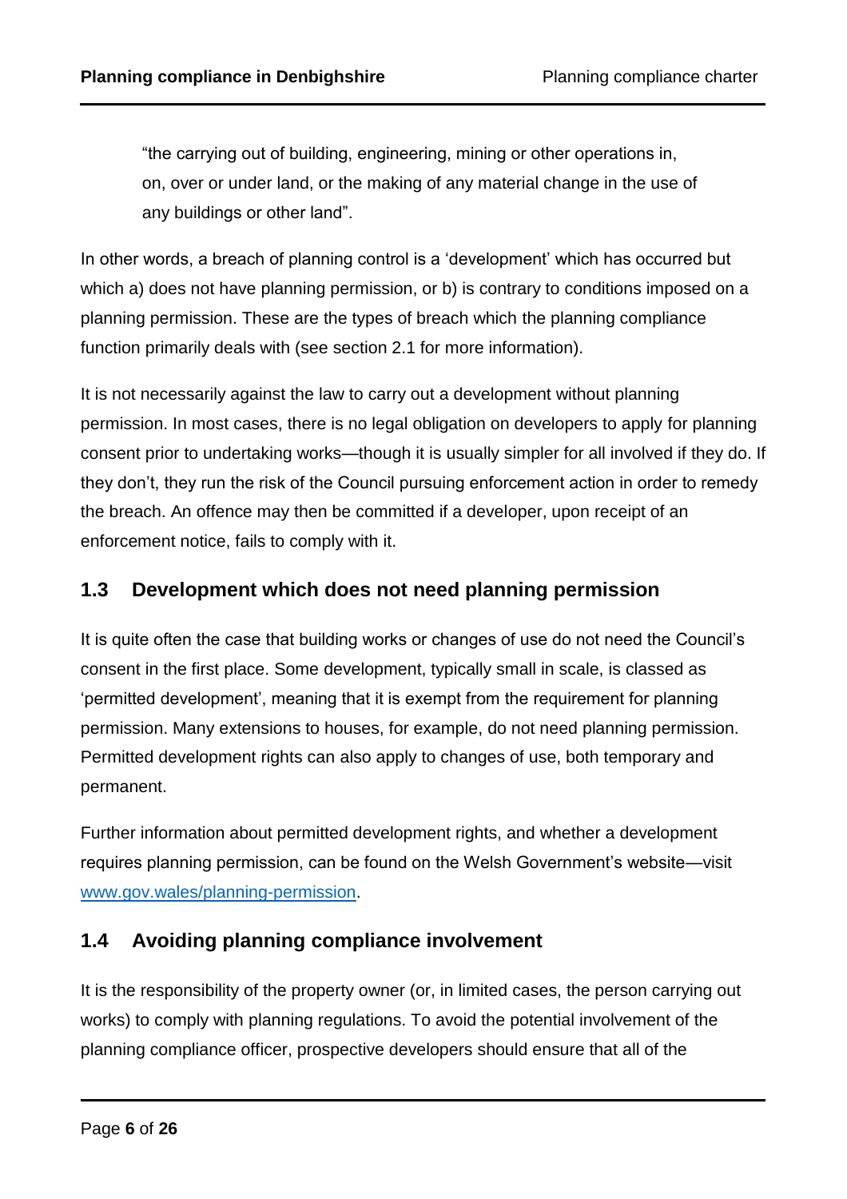> "the carrying out of building, engineering, mining or other operations in, on, over or under land, or the making of any material change in the use of any buildings or other land".

In other words, a breach of planning control is a 'development' which has occurred but which a) does not have planning permission, or b) is contrary to conditions imposed on a planning permission. These are the types of breach which the planning compliance function primarily deals with (see section 2.1 for more information).

It is not necessarily against the law to carry out a development without planning permission. In most cases, there is no legal obligation on developers to apply for planning consent prior to undertaking works—though it is usually simpler for all involved if they do. If they don't, they run the risk of the Council pursuing enforcement action in order to remedy the breach. An offence may then be committed if a developer, upon receipt of an enforcement notice, fails to comply with it.

## 1.3 Development which does not need planning permission

It is quite often the case that building works or changes of use do not need the Council's consent in the first place. Some development, typically small in scale, is classed as 'permitted development', meaning that it is exempt from the requirement for planning permission. Many extensions to houses, for example, do not need planning permission. Permitted development rights can also apply to changes of use, both temporary and permanent.

Further information about permitted development rights, and whether a development requires planning permission, can be found on the Welsh Government's website—visit [www.gov.wales/planning-permission](www.gov.wales/planning-permission).

## 1.4 Avoiding planning compliance involvement

It is the responsibility of the property owner (or, in limited cases, the person carrying out works) to comply with planning regulations. To avoid the potential involvement of the planning compliance officer, prospective developers should ensure that all of the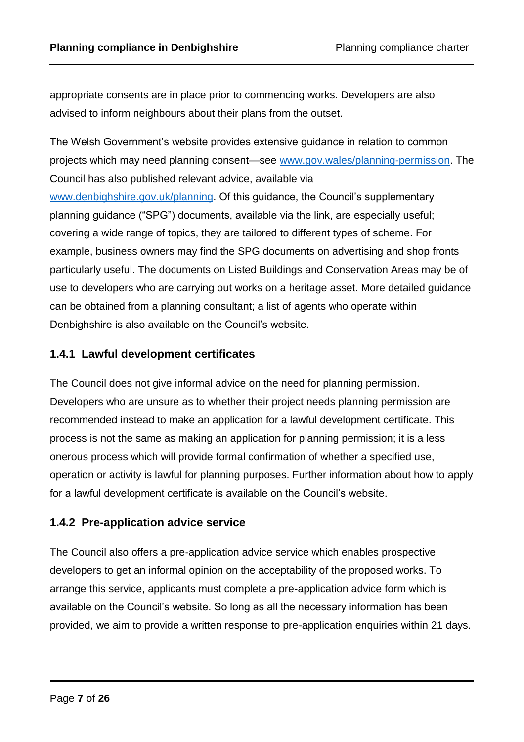appropriate consents are in place prior to commencing works. Developers are also advised to inform neighbours about their plans from the outset.

The Welsh Government's website provides extensive guidance in relation to common projects which may need planning consent—see [www.gov.wales/planning-permission](www.gov.wales/planning-permission). The Council has also published relevant advice, available via [www.denbighshire.gov.uk/planning](www.denbighshire.gov.uk/planning). Of this guidance, the Council's supplementary planning guidance ("SPG") documents, available via the link, are especially useful; covering a wide range of topics, they are tailored to different types of scheme. For example, business owners may find the SPG documents on advertising and shop fronts particularly useful. The documents on Listed Buildings and Conservation Areas may be of use to developers who are carrying out works on a heritage asset. More detailed guidance can be obtained from a planning consultant; a list of agents who operate within Denbighshire is also available on the Council's website.

### 1.4.1 Lawful development certificates

The Council does not give informal advice on the need for planning permission. Developers who are unsure as to whether their project needs planning permission are recommended instead to make an application for a lawful development certificate. This process is not the same as making an application for planning permission; it is a less onerous process which will provide formal confirmation of whether a specified use, operation or activity is lawful for planning purposes. Further information about how to apply for a lawful development certificate is available on the Council's website.

### 1.4.2 Pre-application advice service

The Council also offers a pre-application advice service which enables prospective developers to get an informal opinion on the acceptability of the proposed works. To arrange this service, applicants must complete a pre-application advice form which is available on the Council's website. So long as all the necessary information has been provided, we aim to provide a written response to pre-application enquiries within 21 days.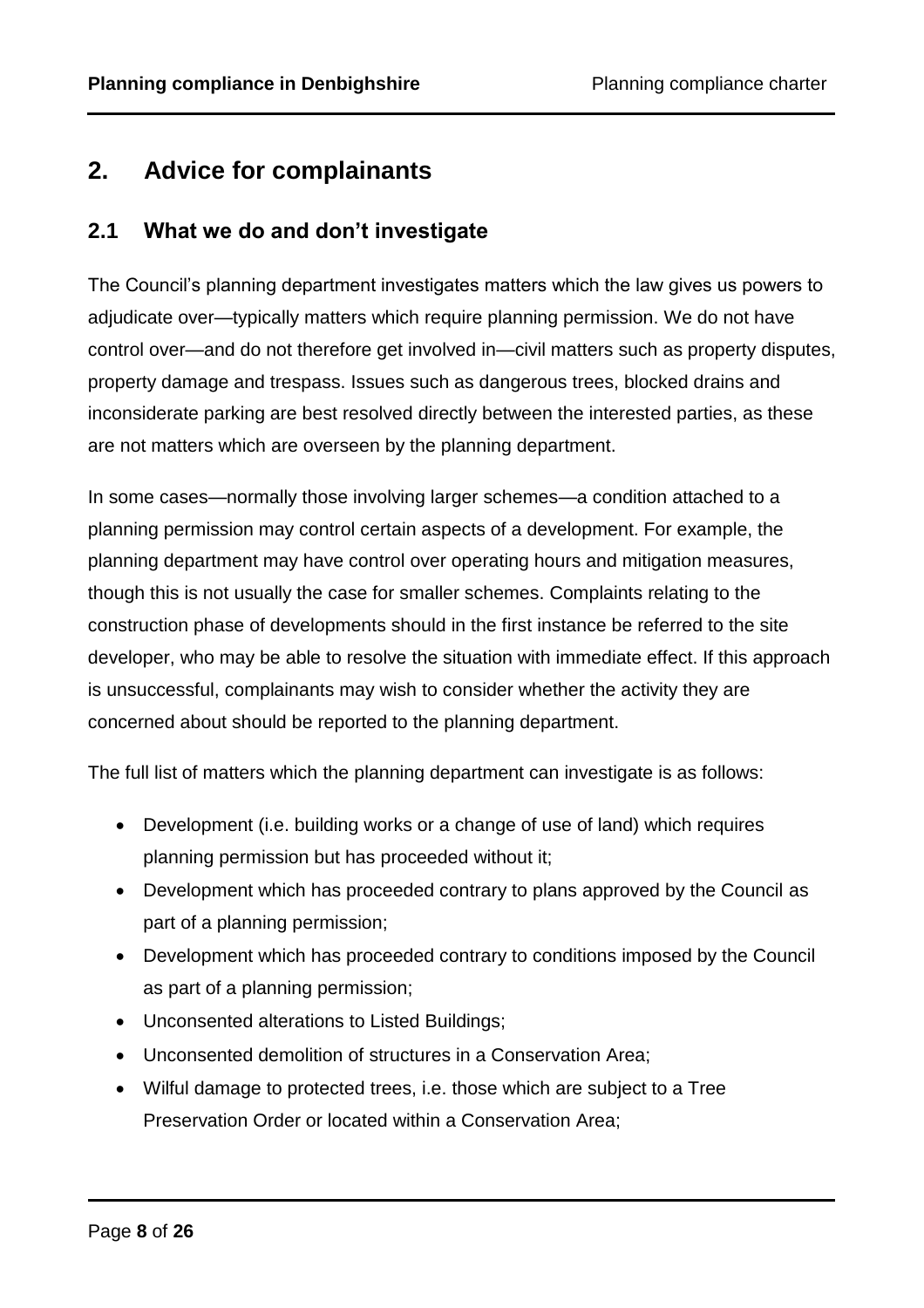## 2. Advice for complainants

### 2.1 What we do and don't investigate

The Council's planning department investigates matters which the law gives us powers to adjudicate over—typically matters which require planning permission. We do not have control over—and do not therefore get involved in—civil matters such as property disputes, property damage and trespass. Issues such as dangerous trees, blocked drains and inconsiderate parking are best resolved directly between the interested parties, as these are not matters which are overseen by the planning department.

In some cases—normally those involving larger schemes—a condition attached to a planning permission may control certain aspects of a development. For example, the planning department may have control over operating hours and mitigation measures, though this is not usually the case for smaller schemes. Complaints relating to the construction phase of developments should in the first instance be referred to the site developer, who may be able to resolve the situation with immediate effect. If this approach is unsuccessful, complainants may wish to consider whether the activity they are concerned about should be reported to the planning department.

The full list of matters which the planning department can investigate is as follows:

- Development (i.e. building works or a change of use of land) which requires planning permission but has proceeded without it;
- Development which has proceeded contrary to plans approved by the Council as part of a planning permission;
- Development which has proceeded contrary to conditions imposed by the Council as part of a planning permission;
- Unconsented alterations to Listed Buildings;
- Unconsented demolition of structures in a Conservation Area;
- Wilful damage to protected trees, i.e. those which are subject to a Tree Preservation Order or located within a Conservation Area;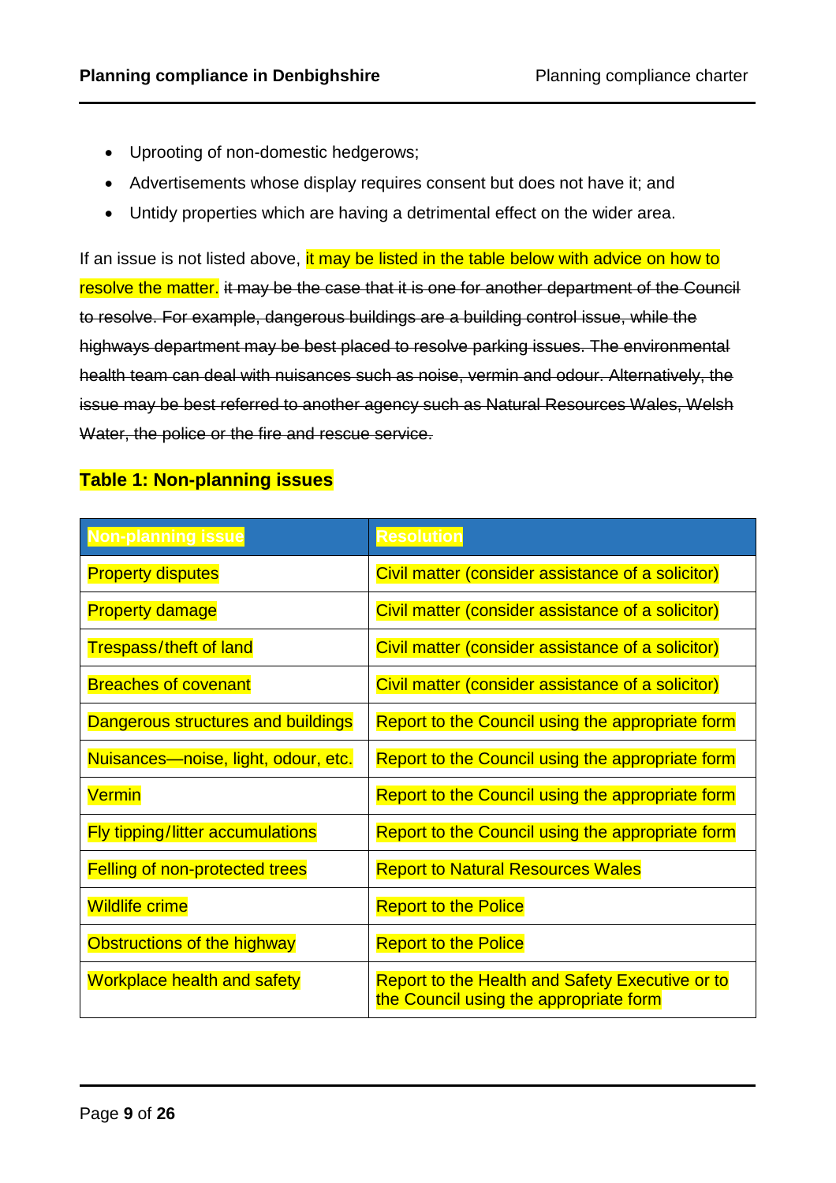- Uprooting of non-domestic hedgerows;
- Advertisements whose display requires consent but does not have it; and
- Untidy properties which are having a detrimental effect on the wider area.

If an issue is not listed above, it may be listed in the table below with advice on how to resolve the matter. ~~it may be the case that it is one for another department of the Council to resolve. For example, dangerous buildings are a building control issue, while the highways department may be best placed to resolve parking issues. The environmental health team can deal with nuisances such as noise, vermin and odour. Alternatively, the issue may be best referred to another agency such as Natural Resources Wales, Welsh Water, the police or the fire and rescue service.~~

**Table 1: Non-planning issues**

| Non-planning issue | Resolution |
|---|---|
| Property disputes | Civil matter (consider assistance of a solicitor) |
| Property damage | Civil matter (consider assistance of a solicitor) |
| Trespass/theft of land | Civil matter (consider assistance of a solicitor) |
| Breaches of covenant | Civil matter (consider assistance of a solicitor) |
| Dangerous structures and buildings | Report to the Council using the appropriate form |
| Nuisances—noise, light, odour, etc. | Report to the Council using the appropriate form |
| Vermin | Report to the Council using the appropriate form |
| Fly tipping/litter accumulations | Report to the Council using the appropriate form |
| Felling of non-protected trees | Report to Natural Resources Wales |
| Wildlife crime | Report to the Police |
| Obstructions of the highway | Report to the Police |
| Workplace health and safety | Report to the Health and Safety Executive or to the Council using the appropriate form |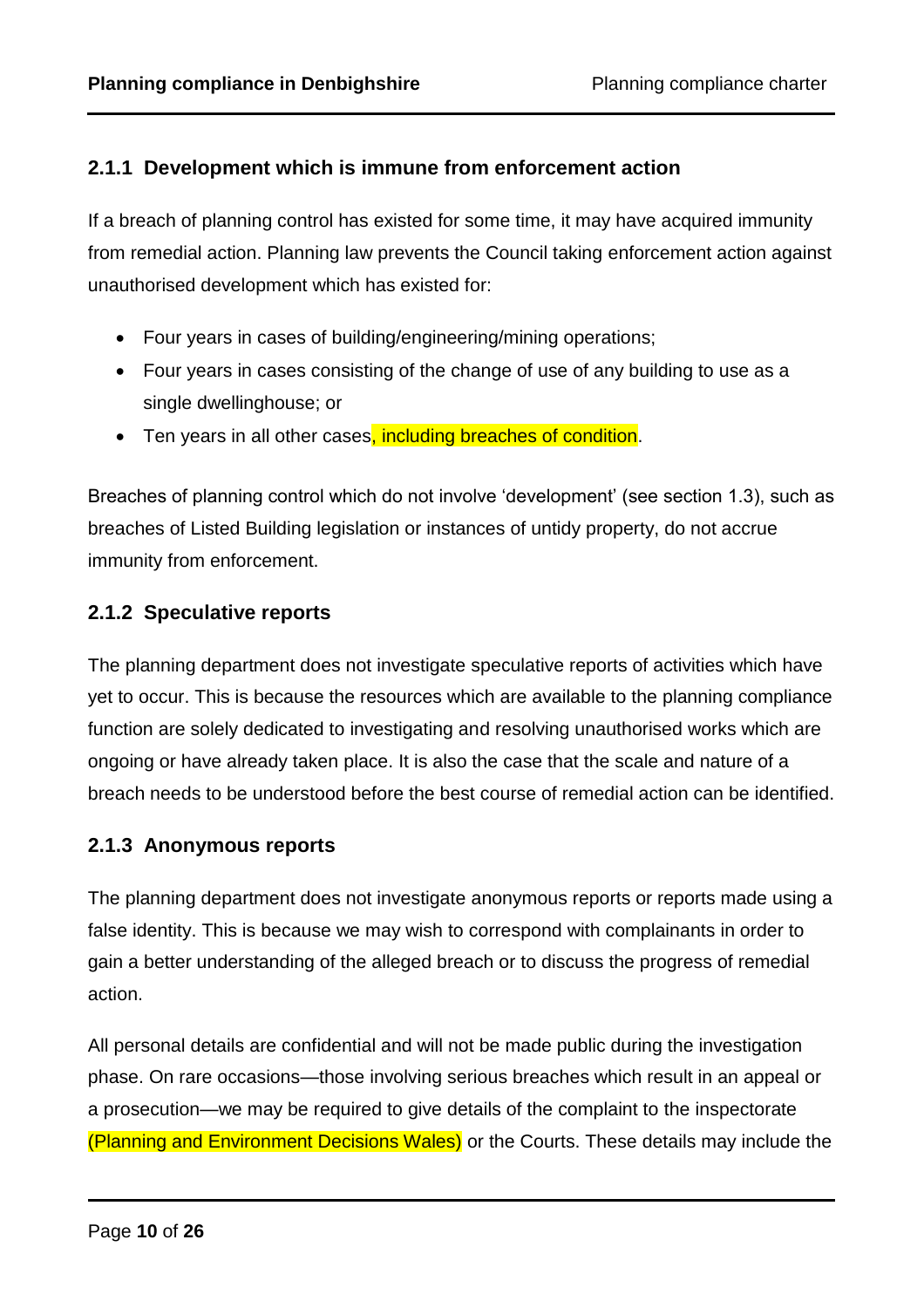### 2.1.1 Development which is immune from enforcement action

If a breach of planning control has existed for some time, it may have acquired immunity from remedial action. Planning law prevents the Council taking enforcement action against unauthorised development which has existed for:

- Four years in cases of building/engineering/mining operations;
- Four years in cases consisting of the change of use of any building to use as a single dwellinghouse; or
- Ten years in all other cases, including breaches of condition.

Breaches of planning control which do not involve 'development' (see section 1.3), such as breaches of Listed Building legislation or instances of untidy property, do not accrue immunity from enforcement.

### 2.1.2 Speculative reports

The planning department does not investigate speculative reports of activities which have yet to occur. This is because the resources which are available to the planning compliance function are solely dedicated to investigating and resolving unauthorised works which are ongoing or have already taken place. It is also the case that the scale and nature of a breach needs to be understood before the best course of remedial action can be identified.

### 2.1.3 Anonymous reports

The planning department does not investigate anonymous reports or reports made using a false identity. This is because we may wish to correspond with complainants in order to gain a better understanding of the alleged breach or to discuss the progress of remedial action.

All personal details are confidential and will not be made public during the investigation phase. On rare occasions—those involving serious breaches which result in an appeal or a prosecution—we may be required to give details of the complaint to the inspectorate (Planning and Environment Decisions Wales) or the Courts. These details may include the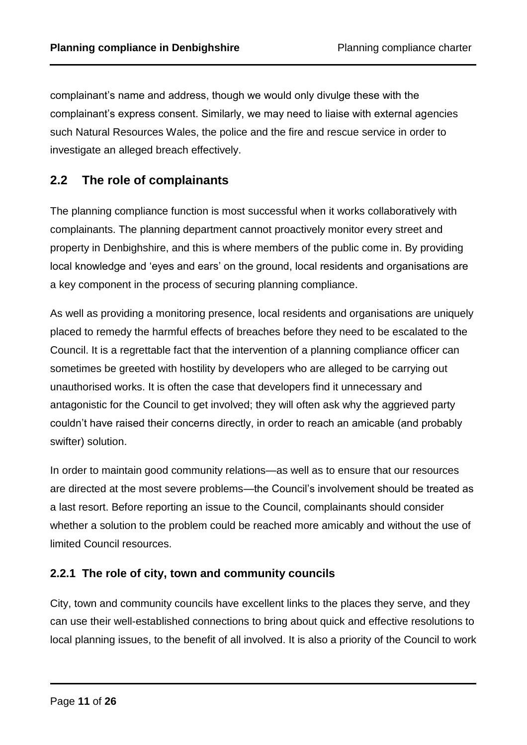complainant's name and address, though we would only divulge these with the complainant's express consent. Similarly, we may need to liaise with external agencies such Natural Resources Wales, the police and the fire and rescue service in order to investigate an alleged breach effectively.

## 2.2 The role of complainants

The planning compliance function is most successful when it works collaboratively with complainants. The planning department cannot proactively monitor every street and property in Denbighshire, and this is where members of the public come in. By providing local knowledge and 'eyes and ears' on the ground, local residents and organisations are a key component in the process of securing planning compliance.

As well as providing a monitoring presence, local residents and organisations are uniquely placed to remedy the harmful effects of breaches before they need to be escalated to the Council. It is a regrettable fact that the intervention of a planning compliance officer can sometimes be greeted with hostility by developers who are alleged to be carrying out unauthorised works. It is often the case that developers find it unnecessary and antagonistic for the Council to get involved; they will often ask why the aggrieved party couldn't have raised their concerns directly, in order to reach an amicable (and probably swifter) solution.

In order to maintain good community relations—as well as to ensure that our resources are directed at the most severe problems—the Council's involvement should be treated as a last resort. Before reporting an issue to the Council, complainants should consider whether a solution to the problem could be reached more amicably and without the use of limited Council resources.

### 2.2.1 The role of city, town and community councils

City, town and community councils have excellent links to the places they serve, and they can use their well-established connections to bring about quick and effective resolutions to local planning issues, to the benefit of all involved. It is also a priority of the Council to work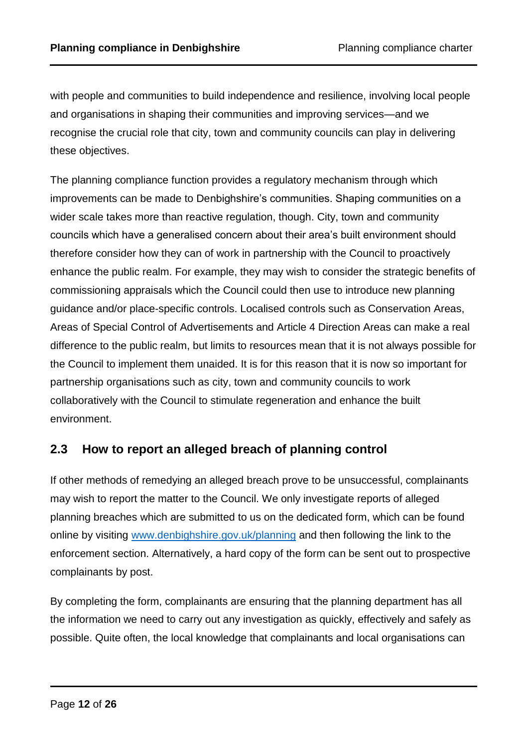with people and communities to build independence and resilience, involving local people and organisations in shaping their communities and improving services—and we recognise the crucial role that city, town and community councils can play in delivering these objectives.

The planning compliance function provides a regulatory mechanism through which improvements can be made to Denbighshire's communities. Shaping communities on a wider scale takes more than reactive regulation, though. City, town and community councils which have a generalised concern about their area's built environment should therefore consider how they can of work in partnership with the Council to proactively enhance the public realm. For example, they may wish to consider the strategic benefits of commissioning appraisals which the Council could then use to introduce new planning guidance and/or place-specific controls. Localised controls such as Conservation Areas, Areas of Special Control of Advertisements and Article 4 Direction Areas can make a real difference to the public realm, but limits to resources mean that it is not always possible for the Council to implement them unaided. It is for this reason that it is now so important for partnership organisations such as city, town and community councils to work collaboratively with the Council to stimulate regeneration and enhance the built environment.

## 2.3 How to report an alleged breach of planning control

If other methods of remedying an alleged breach prove to be unsuccessful, complainants may wish to report the matter to the Council. We only investigate reports of alleged planning breaches which are submitted to us on the dedicated form, which can be found online by visiting [www.denbighshire.gov.uk/planning](http://www.denbighshire.gov.uk/planning) and then following the link to the enforcement section. Alternatively, a hard copy of the form can be sent out to prospective complainants by post.

By completing the form, complainants are ensuring that the planning department has all the information we need to carry out any investigation as quickly, effectively and safely as possible. Quite often, the local knowledge that complainants and local organisations can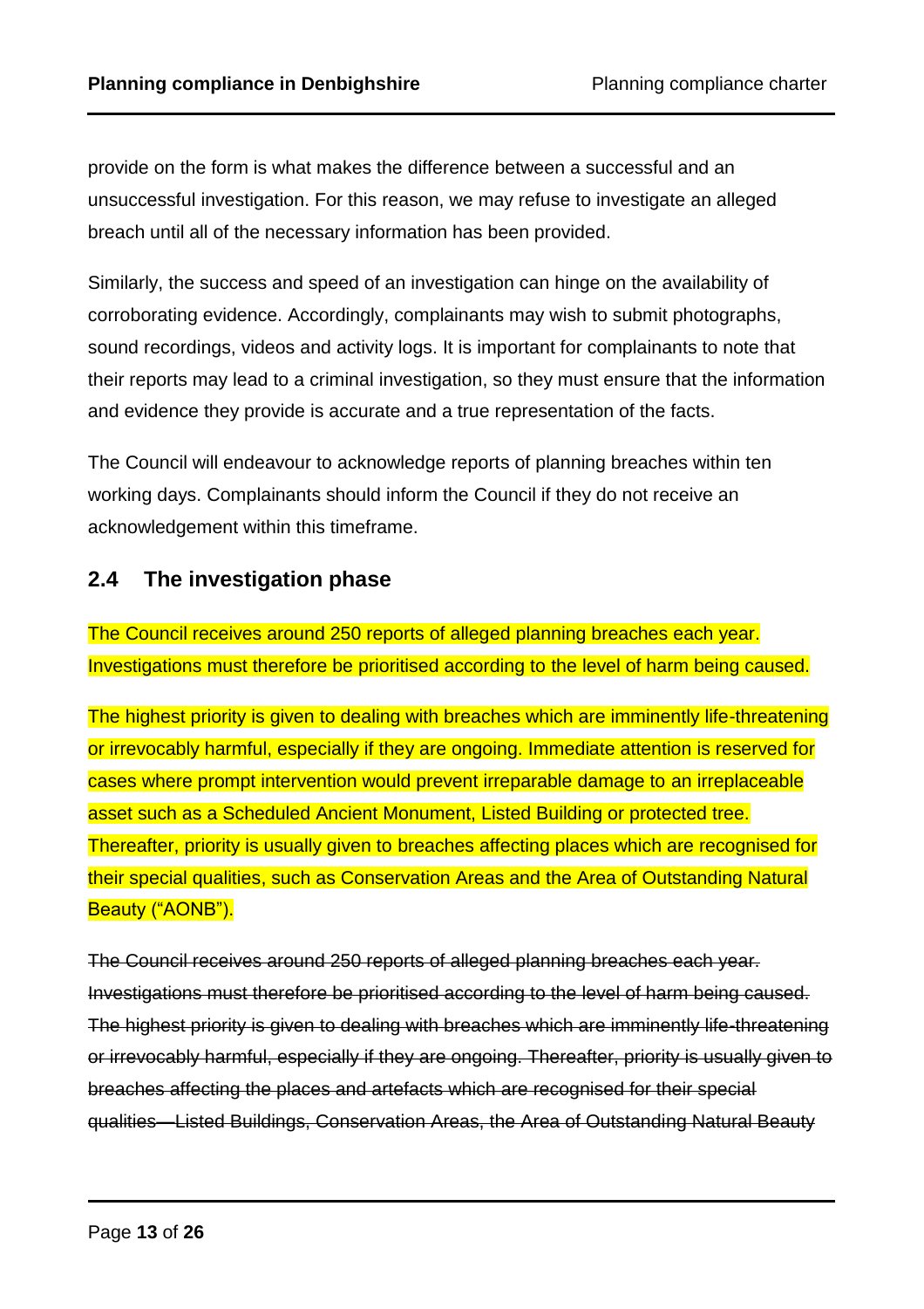provide on the form is what makes the difference between a successful and an unsuccessful investigation. For this reason, we may refuse to investigate an alleged breach until all of the necessary information has been provided.

Similarly, the success and speed of an investigation can hinge on the availability of corroborating evidence. Accordingly, complainants may wish to submit photographs, sound recordings, videos and activity logs. It is important for complainants to note that their reports may lead to a criminal investigation, so they must ensure that the information and evidence they provide is accurate and a true representation of the facts.

The Council will endeavour to acknowledge reports of planning breaches within ten working days. Complainants should inform the Council if they do not receive an acknowledgement within this timeframe.

## 2.4 The investigation phase

The Council receives around 250 reports of alleged planning breaches each year. Investigations must therefore be prioritised according to the level of harm being caused.

The highest priority is given to dealing with breaches which are imminently life-threatening or irrevocably harmful, especially if they are ongoing. Immediate attention is reserved for cases where prompt intervention would prevent irreparable damage to an irreplaceable asset such as a Scheduled Ancient Monument, Listed Building or protected tree. Thereafter, priority is usually given to breaches affecting places which are recognised for their special qualities, such as Conservation Areas and the Area of Outstanding Natural Beauty ("AONB").

~~The Council receives around 250 reports of alleged planning breaches each year. Investigations must therefore be prioritised according to the level of harm being caused. The highest priority is given to dealing with breaches which are imminently life-threatening or irrevocably harmful, especially if they are ongoing. Thereafter, priority is usually given to breaches affecting the places and artefacts which are recognised for their special qualities—Listed Buildings, Conservation Areas, the Area of Outstanding Natural Beauty~~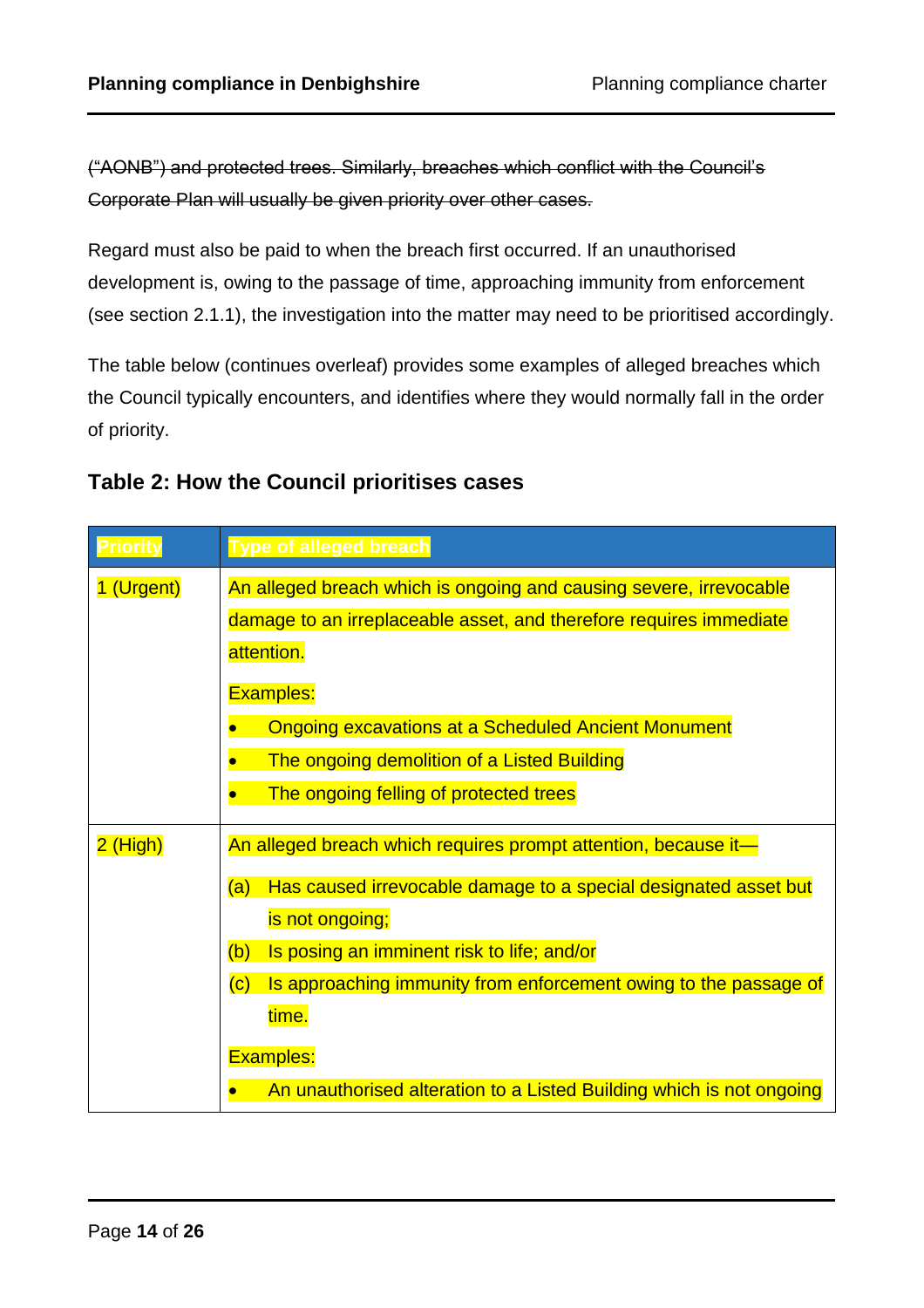~~("AONB") and protected trees. Similarly, breaches which conflict with the Council's Corporate Plan will usually be given priority over other cases.~~

Regard must also be paid to when the breach first occurred. If an unauthorised development is, owing to the passage of time, approaching immunity from enforcement (see section 2.1.1), the investigation into the matter may need to be prioritised accordingly.

The table below (continues overleaf) provides some examples of alleged breaches which the Council typically encounters, and identifies where they would normally fall in the order of priority.

### Table 2: How the Council prioritises cases

| Priority | Type of alleged breach |
| --- | --- |
| 1 (Urgent) | An alleged breach which is ongoing and causing severe, irrevocable damage to an irreplaceable asset, and therefore requires immediate attention.<br><br>Examples:<br>• Ongoing excavations at a Scheduled Ancient Monument<br>• The ongoing demolition of a Listed Building<br>• The ongoing felling of protected trees |
| 2 (High) | An alleged breach which requires prompt attention, because it—<br><br>(a) Has caused irrevocable damage to a special designated asset but is not ongoing;<br>(b) Is posing an imminent risk to life; and/or<br>(c) Is approaching immunity from enforcement owing to the passage of time.<br><br>Examples:<br>• An unauthorised alteration to a Listed Building which is not ongoing |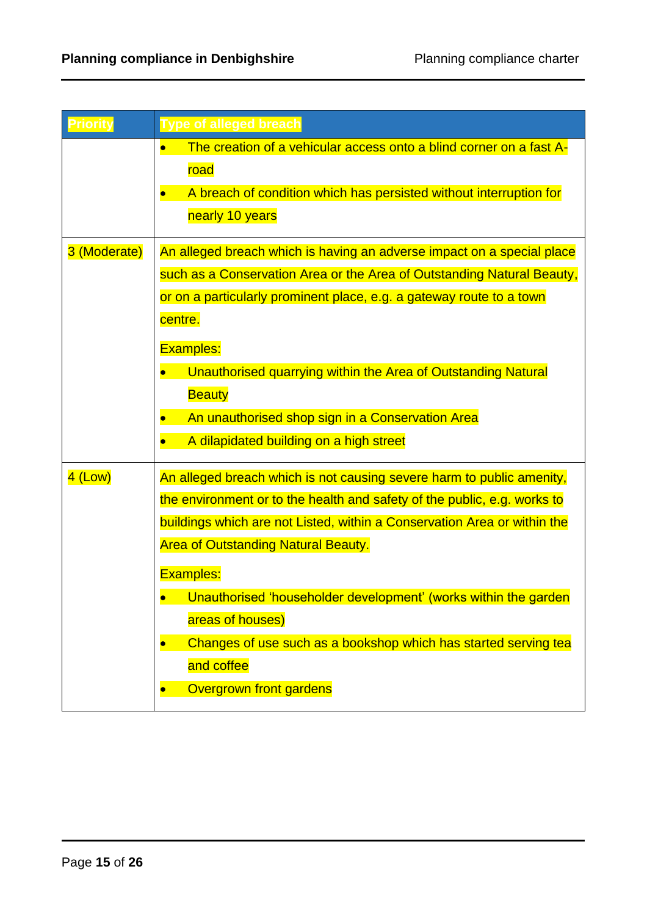| Priority | Type of alleged breach |
| --- | --- |
| | • The creation of a vehicular access onto a blind corner on a fast A-road<br>• A breach of condition which has persisted without interruption for nearly 10 years |
| 3 (Moderate) | An alleged breach which is having an adverse impact on a special place such as a Conservation Area or the Area of Outstanding Natural Beauty, or on a particularly prominent place, e.g. a gateway route to a town centre.<br><br>Examples:<br>• Unauthorised quarrying within the Area of Outstanding Natural Beauty<br>• An unauthorised shop sign in a Conservation Area<br>• A dilapidated building on a high street |
| 4 (Low) | An alleged breach which is not causing severe harm to public amenity, the environment or to the health and safety of the public, e.g. works to buildings which are not Listed, within a Conservation Area or within the Area of Outstanding Natural Beauty.<br><br>Examples:<br>• Unauthorised 'householder development' (works within the garden areas of houses)<br>• Changes of use such as a bookshop which has started serving tea and coffee<br>• Overgrown front gardens |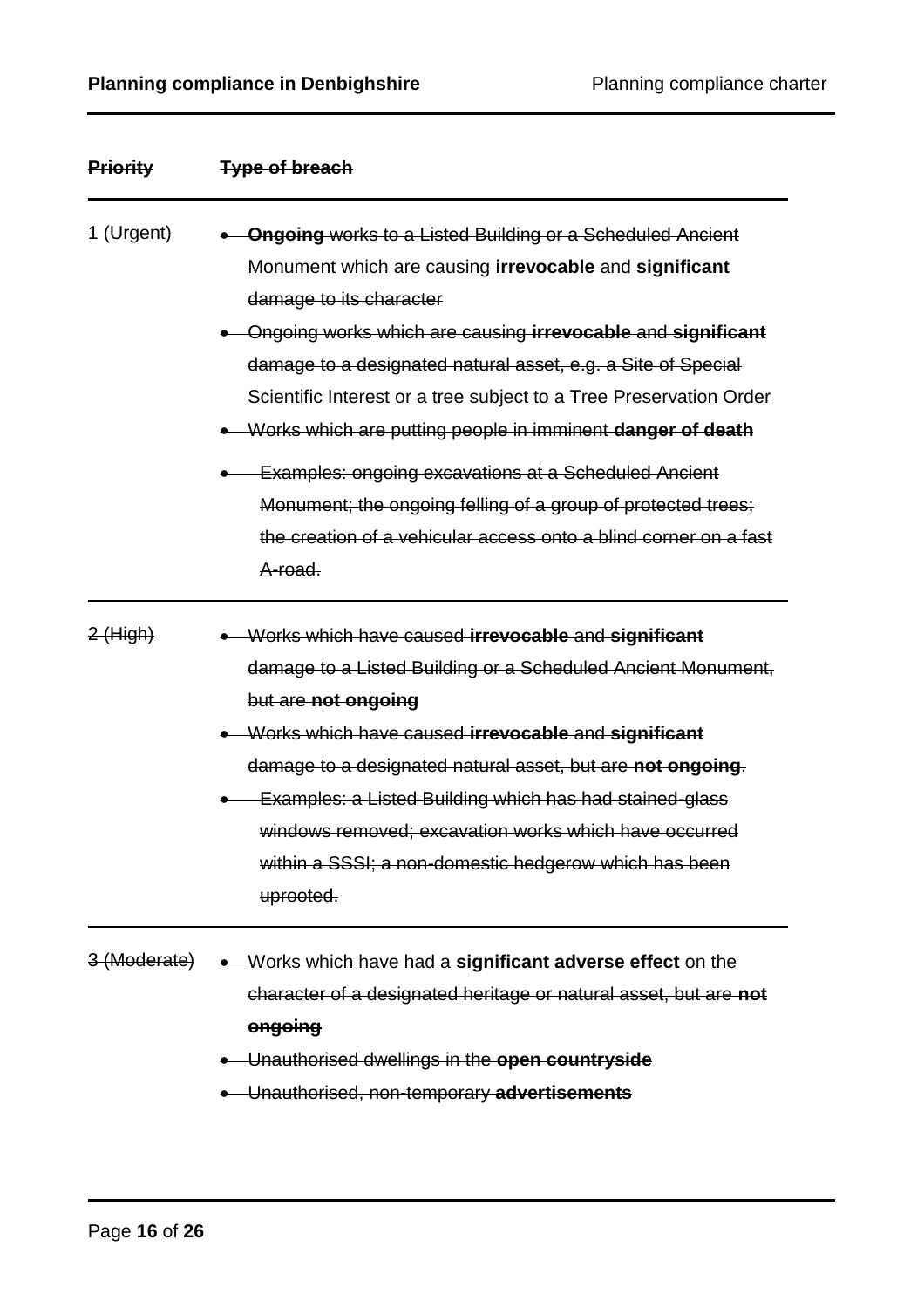| ~~**Priority**~~ | ~~**Type of breach**~~ |
|---|---|
| ~~1 (Urgent)~~ | • ~~**Ongoing** works to a Listed Building or a Scheduled Ancient Monument which are causing **irrevocable** and **significant** damage to its character~~<br>• ~~Ongoing works which are causing **irrevocable** and **significant** damage to a designated natural asset, e.g. a Site of Special Scientific Interest or a tree subject to a Tree Preservation Order~~<br>• ~~Works which are putting people in imminent **danger of death**~~<br>• ~~Examples: ongoing excavations at a Scheduled Ancient Monument; the ongoing felling of a group of protected trees; the creation of a vehicular access onto a blind corner on a fast A-road.~~ |
| ~~2 (High)~~ | • ~~Works which have caused **irrevocable** and **significant** damage to a Listed Building or a Scheduled Ancient Monument, but are **not ongoing**~~<br>• ~~Works which have caused **irrevocable** and **significant** damage to a designated natural asset, but are **not ongoing**.~~<br>• ~~Examples: a Listed Building which has had stained-glass windows removed; excavation works which have occurred within a SSSI; a non-domestic hedgerow which has been uprooted.~~ |
| ~~3 (Moderate)~~ | • ~~Works which have had a **significant adverse effect** on the character of a designated heritage or natural asset, but are **not ongoing**~~<br>• ~~Unauthorised dwellings in the **open countryside**~~<br>• ~~Unauthorised, non-temporary **advertisements**~~ |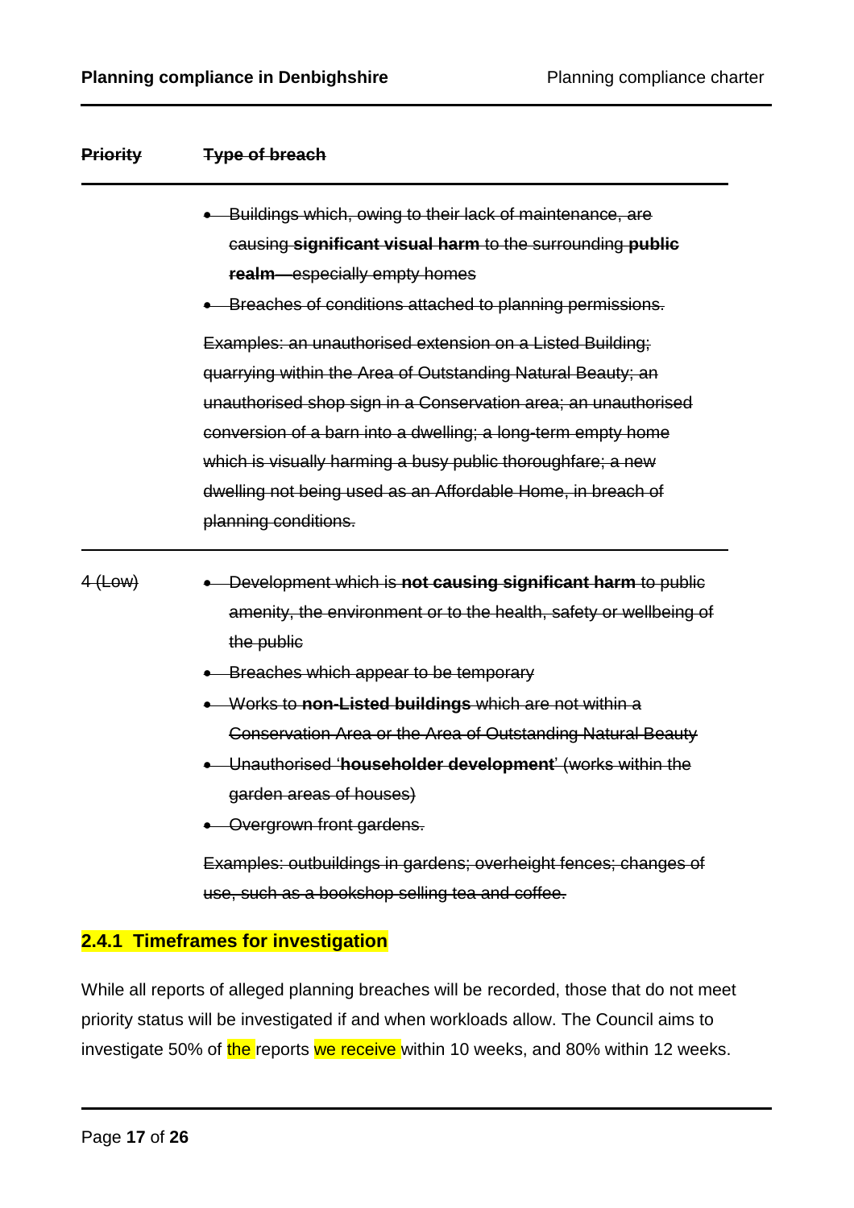| ~~Priority~~ | ~~Type of breach~~ |
| --- | --- |
| | ~~• Buildings which, owing to their lack of maintenance, are causing **significant visual harm** to the surrounding **public realm**—especially empty homes~~ <br> ~~• Breaches of conditions attached to planning permissions.~~ <br><br> ~~Examples: an unauthorised extension on a Listed Building; quarrying within the Area of Outstanding Natural Beauty; an unauthorised shop sign in a Conservation area; an unauthorised conversion of a barn into a dwelling; a long-term empty home which is visually harming a busy public thoroughfare; a new dwelling not being used as an Affordable Home, in breach of planning conditions.~~ |
| ~~4 (Low)~~ | ~~• Development which is **not causing significant harm** to public amenity, the environment or to the health, safety or wellbeing of the public~~ <br> ~~• Breaches which appear to be temporary~~ <br> ~~• Works to **non-Listed buildings** which are not within a Conservation Area or the Area of Outstanding Natural Beauty~~ <br> ~~• Unauthorised '**householder development**' (works within the garden areas of houses)~~ <br> ~~• Overgrown front gardens.~~ <br><br> ~~Examples: outbuildings in gardens; overheight fences; changes of use, such as a bookshop selling tea and coffee.~~ |

### 2.4.1 Timeframes for investigation

While all reports of alleged planning breaches will be recorded, those that do not meet priority status will be investigated if and when workloads allow. The Council aims to investigate 50% of the reports we receive within 10 weeks, and 80% within 12 weeks.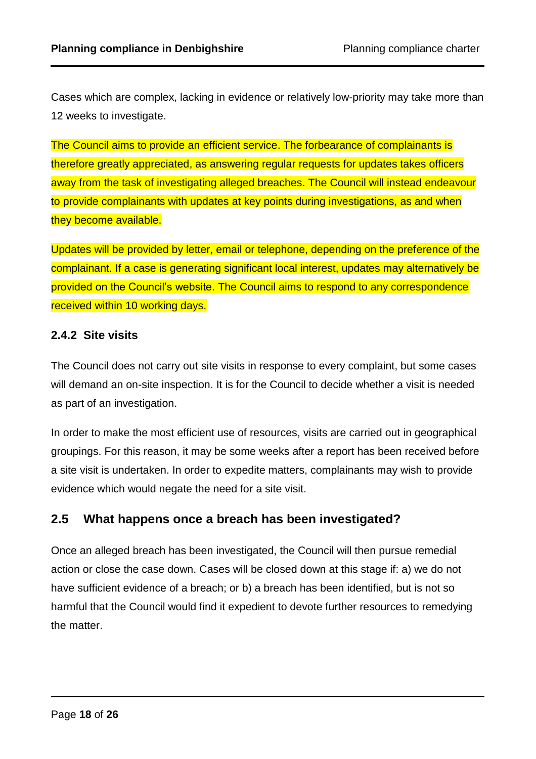Cases which are complex, lacking in evidence or relatively low-priority may take more than 12 weeks to investigate.

The Council aims to provide an efficient service. The forbearance of complainants is therefore greatly appreciated, as answering regular requests for updates takes officers away from the task of investigating alleged breaches. The Council will instead endeavour to provide complainants with updates at key points during investigations, as and when they become available.

Updates will be provided by letter, email or telephone, depending on the preference of the complainant. If a case is generating significant local interest, updates may alternatively be provided on the Council's website. The Council aims to respond to any correspondence received within 10 working days.

### 2.4.2 Site visits

The Council does not carry out site visits in response to every complaint, but some cases will demand an on-site inspection. It is for the Council to decide whether a visit is needed as part of an investigation.

In order to make the most efficient use of resources, visits are carried out in geographical groupings. For this reason, it may be some weeks after a report has been received before a site visit is undertaken. In order to expedite matters, complainants may wish to provide evidence which would negate the need for a site visit.

## 2.5 What happens once a breach has been investigated?

Once an alleged breach has been investigated, the Council will then pursue remedial action or close the case down. Cases will be closed down at this stage if: a) we do not have sufficient evidence of a breach; or b) a breach has been identified, but is not so harmful that the Council would find it expedient to devote further resources to remedying the matter.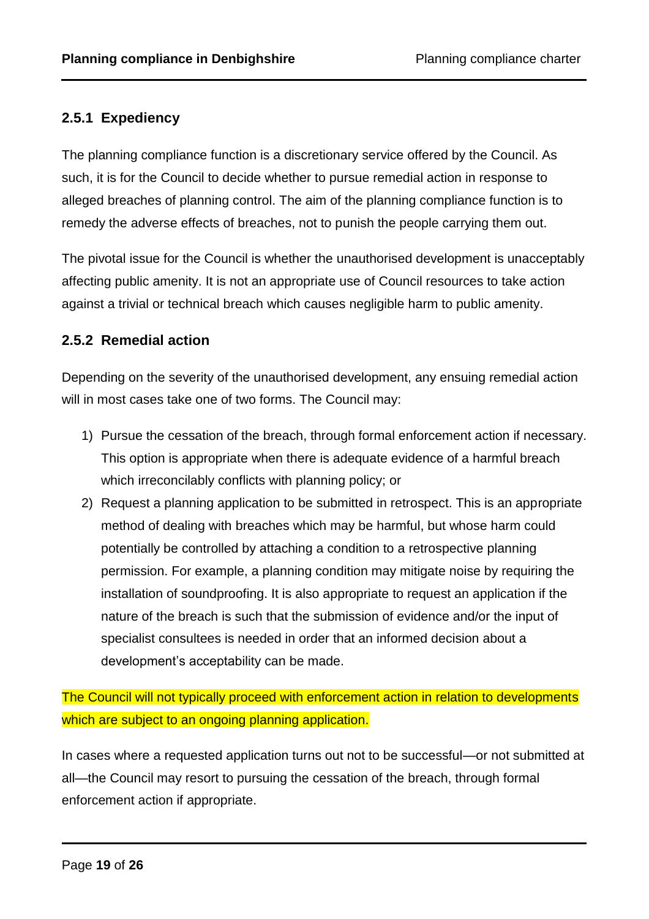### 2.5.1 Expediency

The planning compliance function is a discretionary service offered by the Council. As such, it is for the Council to decide whether to pursue remedial action in response to alleged breaches of planning control. The aim of the planning compliance function is to remedy the adverse effects of breaches, not to punish the people carrying them out.

The pivotal issue for the Council is whether the unauthorised development is unacceptably affecting public amenity. It is not an appropriate use of Council resources to take action against a trivial or technical breach which causes negligible harm to public amenity.

### 2.5.2 Remedial action

Depending on the severity of the unauthorised development, any ensuing remedial action will in most cases take one of two forms. The Council may:

1) Pursue the cessation of the breach, through formal enforcement action if necessary. This option is appropriate when there is adequate evidence of a harmful breach which irreconcilably conflicts with planning policy; or
2) Request a planning application to be submitted in retrospect. This is an appropriate method of dealing with breaches which may be harmful, but whose harm could potentially be controlled by attaching a condition to a retrospective planning permission. For example, a planning condition may mitigate noise by requiring the installation of soundproofing. It is also appropriate to request an application if the nature of the breach is such that the submission of evidence and/or the input of specialist consultees is needed in order that an informed decision about a development's acceptability can be made.

The Council will not typically proceed with enforcement action in relation to developments which are subject to an ongoing planning application.

In cases where a requested application turns out not to be successful—or not submitted at all—the Council may resort to pursuing the cessation of the breach, through formal enforcement action if appropriate.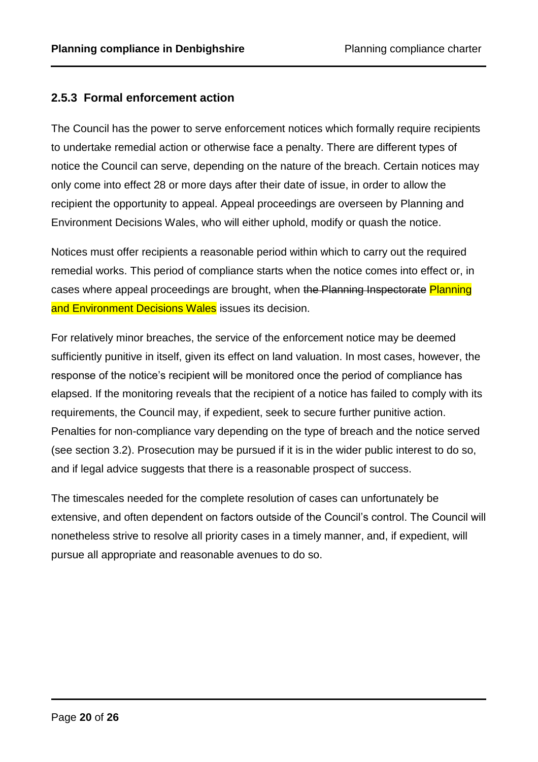### 2.5.3 Formal enforcement action

The Council has the power to serve enforcement notices which formally require recipients to undertake remedial action or otherwise face a penalty. There are different types of notice the Council can serve, depending on the nature of the breach. Certain notices may only come into effect 28 or more days after their date of issue, in order to allow the recipient the opportunity to appeal. Appeal proceedings are overseen by Planning and Environment Decisions Wales, who will either uphold, modify or quash the notice.

Notices must offer recipients a reasonable period within which to carry out the required remedial works. This period of compliance starts when the notice comes into effect or, in cases where appeal proceedings are brought, when ~~the Planning Inspectorate~~ Planning and Environment Decisions Wales issues its decision.

For relatively minor breaches, the service of the enforcement notice may be deemed sufficiently punitive in itself, given its effect on land valuation. In most cases, however, the response of the notice's recipient will be monitored once the period of compliance has elapsed. If the monitoring reveals that the recipient of a notice has failed to comply with its requirements, the Council may, if expedient, seek to secure further punitive action. Penalties for non-compliance vary depending on the type of breach and the notice served (see section 3.2). Prosecution may be pursued if it is in the wider public interest to do so, and if legal advice suggests that there is a reasonable prospect of success.

The timescales needed for the complete resolution of cases can unfortunately be extensive, and often dependent on factors outside of the Council's control. The Council will nonetheless strive to resolve all priority cases in a timely manner, and, if expedient, will pursue all appropriate and reasonable avenues to do so.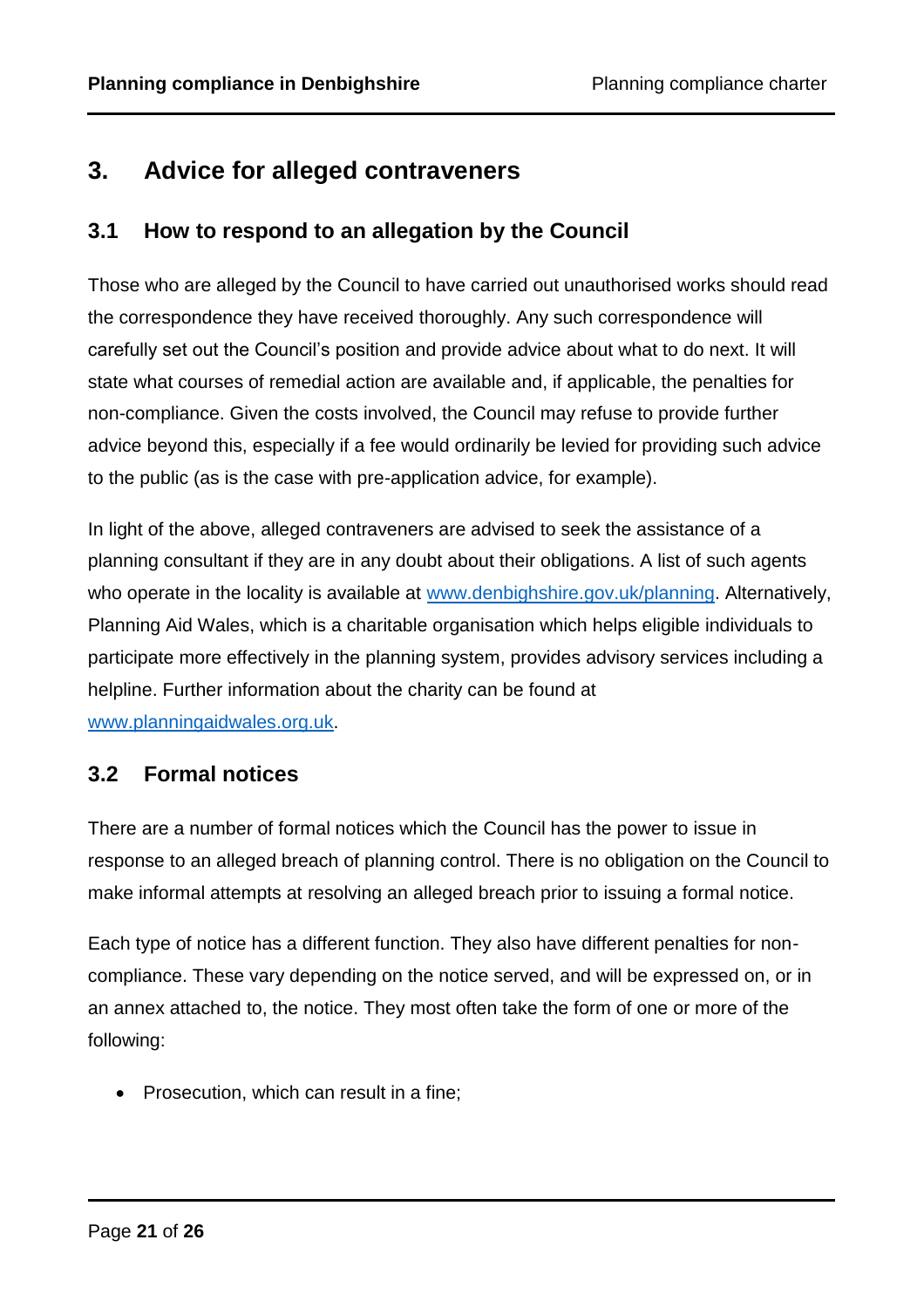## 3. Advice for alleged contraveners

### 3.1 How to respond to an allegation by the Council

Those who are alleged by the Council to have carried out unauthorised works should read the correspondence they have received thoroughly. Any such correspondence will carefully set out the Council's position and provide advice about what to do next. It will state what courses of remedial action are available and, if applicable, the penalties for non-compliance. Given the costs involved, the Council may refuse to provide further advice beyond this, especially if a fee would ordinarily be levied for providing such advice to the public (as is the case with pre-application advice, for example).

In light of the above, alleged contraveners are advised to seek the assistance of a planning consultant if they are in any doubt about their obligations. A list of such agents who operate in the locality is available at [www.denbighshire.gov.uk/planning](www.denbighshire.gov.uk/planning). Alternatively, Planning Aid Wales, which is a charitable organisation which helps eligible individuals to participate more effectively in the planning system, provides advisory services including a helpline. Further information about the charity can be found at [www.planningaidwales.org.uk](www.planningaidwales.org.uk).

### 3.2 Formal notices

There are a number of formal notices which the Council has the power to issue in response to an alleged breach of planning control. There is no obligation on the Council to make informal attempts at resolving an alleged breach prior to issuing a formal notice.

Each type of notice has a different function. They also have different penalties for non-compliance. These vary depending on the notice served, and will be expressed on, or in an annex attached to, the notice. They most often take the form of one or more of the following:

- Prosecution, which can result in a fine;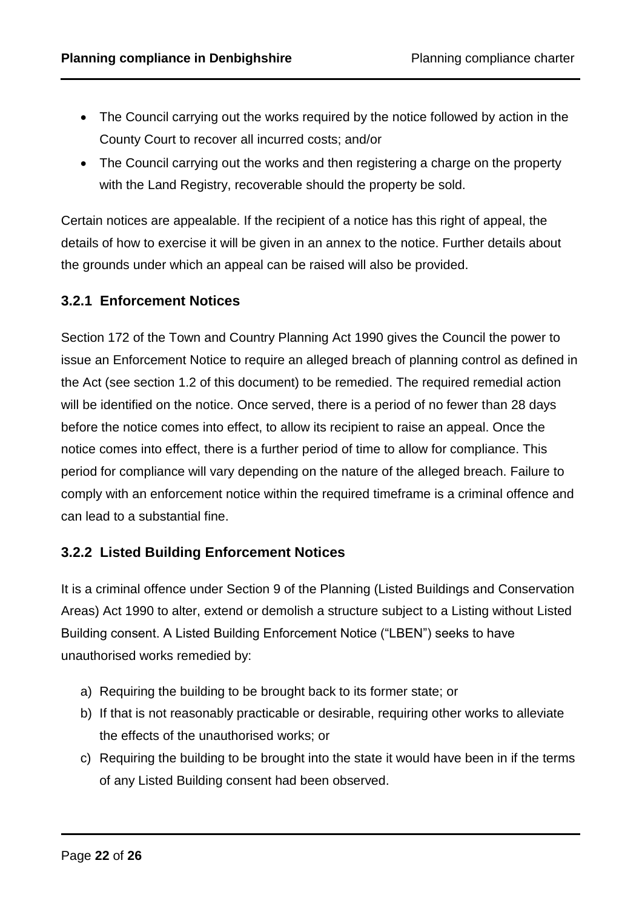- The Council carrying out the works required by the notice followed by action in the County Court to recover all incurred costs; and/or
- The Council carrying out the works and then registering a charge on the property with the Land Registry, recoverable should the property be sold.

Certain notices are appealable. If the recipient of a notice has this right of appeal, the details of how to exercise it will be given in an annex to the notice. Further details about the grounds under which an appeal can be raised will also be provided.

### 3.2.1 Enforcement Notices

Section 172 of the Town and Country Planning Act 1990 gives the Council the power to issue an Enforcement Notice to require an alleged breach of planning control as defined in the Act (see section 1.2 of this document) to be remedied. The required remedial action will be identified on the notice. Once served, there is a period of no fewer than 28 days before the notice comes into effect, to allow its recipient to raise an appeal. Once the notice comes into effect, there is a further period of time to allow for compliance. This period for compliance will vary depending on the nature of the alleged breach. Failure to comply with an enforcement notice within the required timeframe is a criminal offence and can lead to a substantial fine.

### 3.2.2 Listed Building Enforcement Notices

It is a criminal offence under Section 9 of the Planning (Listed Buildings and Conservation Areas) Act 1990 to alter, extend or demolish a structure subject to a Listing without Listed Building consent. A Listed Building Enforcement Notice ("LBEN") seeks to have unauthorised works remedied by:

a) Requiring the building to be brought back to its former state; or
b) If that is not reasonably practicable or desirable, requiring other works to alleviate the effects of the unauthorised works; or
c) Requiring the building to be brought into the state it would have been in if the terms of any Listed Building consent had been observed.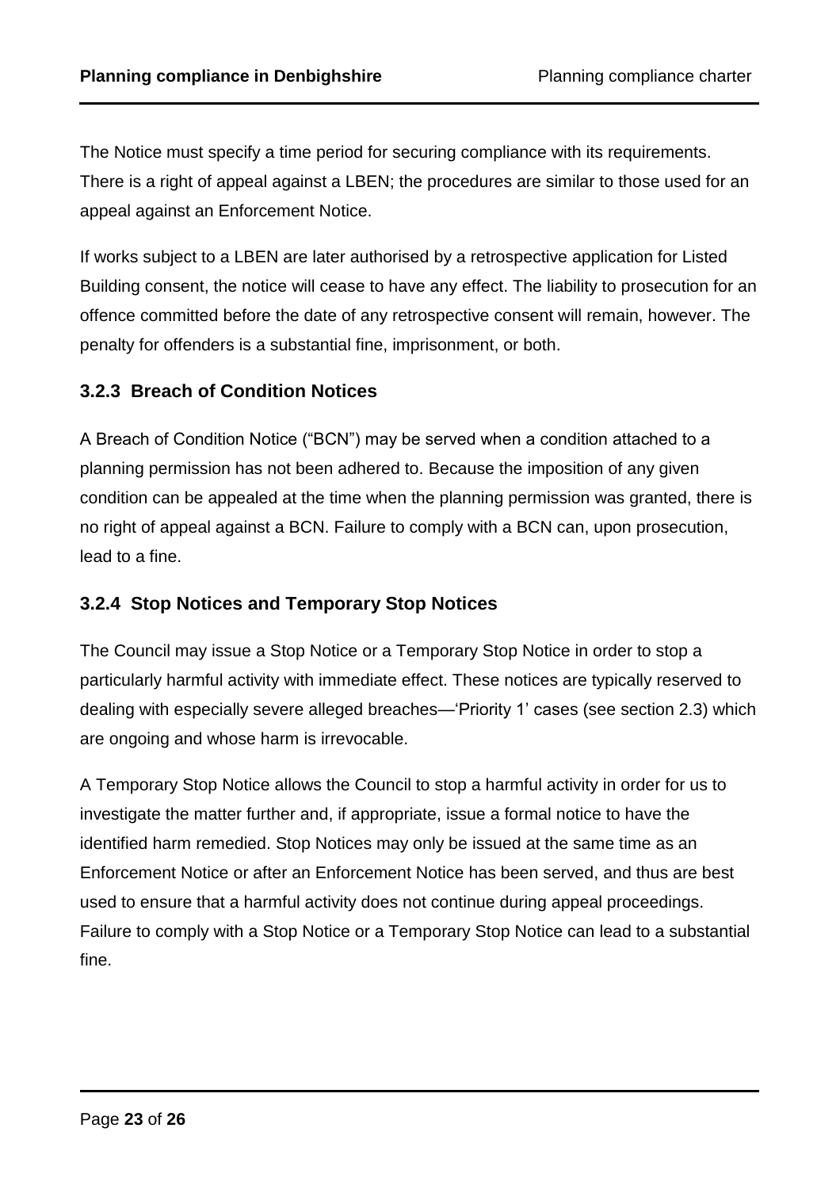The Notice must specify a time period for securing compliance with its requirements. There is a right of appeal against a LBEN; the procedures are similar to those used for an appeal against an Enforcement Notice.

If works subject to a LBEN are later authorised by a retrospective application for Listed Building consent, the notice will cease to have any effect. The liability to prosecution for an offence committed before the date of any retrospective consent will remain, however. The penalty for offenders is a substantial fine, imprisonment, or both.

### 3.2.3 Breach of Condition Notices

A Breach of Condition Notice ("BCN") may be served when a condition attached to a planning permission has not been adhered to. Because the imposition of any given condition can be appealed at the time when the planning permission was granted, there is no right of appeal against a BCN. Failure to comply with a BCN can, upon prosecution, lead to a fine.

### 3.2.4 Stop Notices and Temporary Stop Notices

The Council may issue a Stop Notice or a Temporary Stop Notice in order to stop a particularly harmful activity with immediate effect. These notices are typically reserved to dealing with especially severe alleged breaches—'Priority 1' cases (see section 2.3) which are ongoing and whose harm is irrevocable.

A Temporary Stop Notice allows the Council to stop a harmful activity in order for us to investigate the matter further and, if appropriate, issue a formal notice to have the identified harm remedied. Stop Notices may only be issued at the same time as an Enforcement Notice or after an Enforcement Notice has been served, and thus are best used to ensure that a harmful activity does not continue during appeal proceedings. Failure to comply with a Stop Notice or a Temporary Stop Notice can lead to a substantial fine.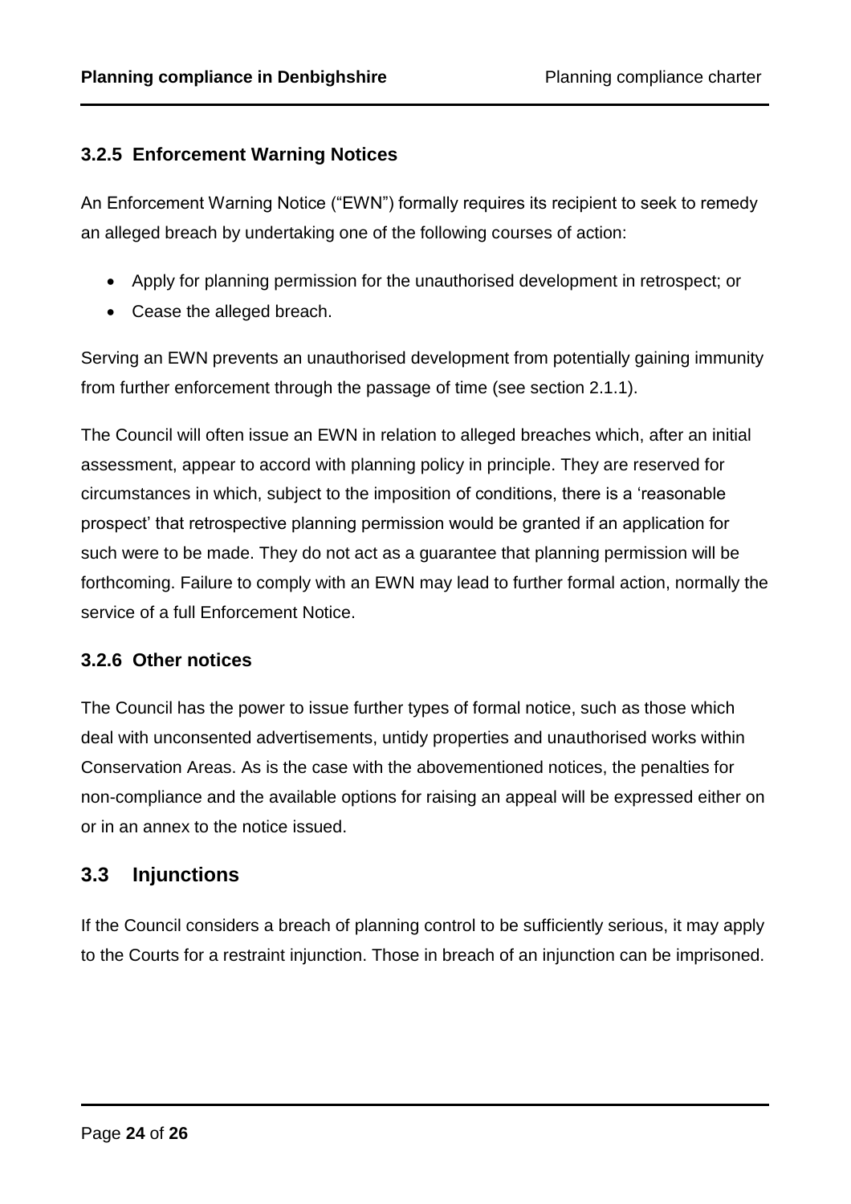### 3.2.5 Enforcement Warning Notices

An Enforcement Warning Notice ("EWN") formally requires its recipient to seek to remedy an alleged breach by undertaking one of the following courses of action:

- Apply for planning permission for the unauthorised development in retrospect; or
- Cease the alleged breach.

Serving an EWN prevents an unauthorised development from potentially gaining immunity from further enforcement through the passage of time (see section 2.1.1).

The Council will often issue an EWN in relation to alleged breaches which, after an initial assessment, appear to accord with planning policy in principle. They are reserved for circumstances in which, subject to the imposition of conditions, there is a 'reasonable prospect' that retrospective planning permission would be granted if an application for such were to be made. They do not act as a guarantee that planning permission will be forthcoming. Failure to comply with an EWN may lead to further formal action, normally the service of a full Enforcement Notice.

### 3.2.6 Other notices

The Council has the power to issue further types of formal notice, such as those which deal with unconsented advertisements, untidy properties and unauthorised works within Conservation Areas. As is the case with the abovementioned notices, the penalties for non-compliance and the available options for raising an appeal will be expressed either on or in an annex to the notice issued.

## 3.3 Injunctions

If the Council considers a breach of planning control to be sufficiently serious, it may apply to the Courts for a restraint injunction. Those in breach of an injunction can be imprisoned.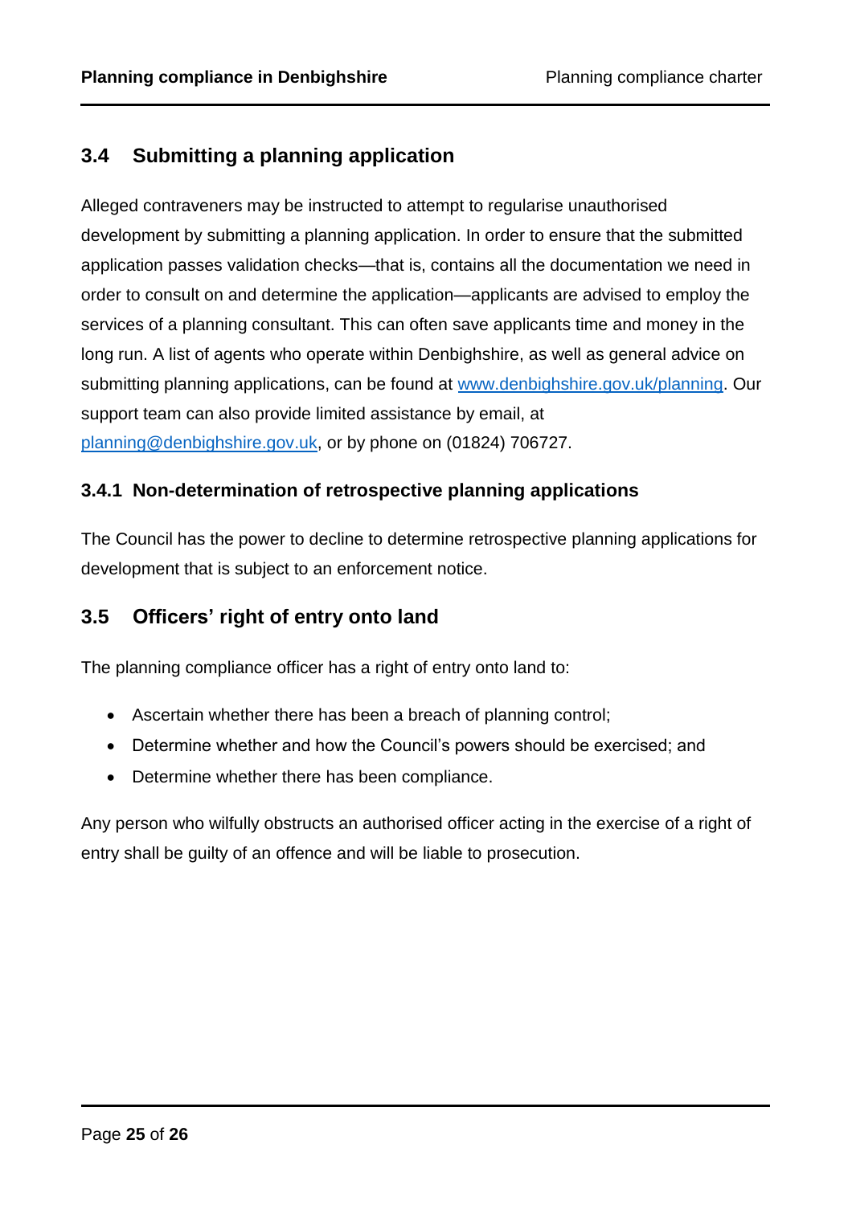## 3.4 Submitting a planning application

Alleged contraveners may be instructed to attempt to regularise unauthorised development by submitting a planning application. In order to ensure that the submitted application passes validation checks—that is, contains all the documentation we need in order to consult on and determine the application—applicants are advised to employ the services of a planning consultant. This can often save applicants time and money in the long run. A list of agents who operate within Denbighshire, as well as general advice on submitting planning applications, can be found at [www.denbighshire.gov.uk/planning](http://www.denbighshire.gov.uk/planning). Our support team can also provide limited assistance by email, at [planning@denbighshire.gov.uk](mailto:planning@denbighshire.gov.uk), or by phone on (01824) 706727.

### 3.4.1 Non-determination of retrospective planning applications

The Council has the power to decline to determine retrospective planning applications for development that is subject to an enforcement notice.

## 3.5 Officers' right of entry onto land

The planning compliance officer has a right of entry onto land to:

- Ascertain whether there has been a breach of planning control;
- Determine whether and how the Council's powers should be exercised; and
- Determine whether there has been compliance.

Any person who wilfully obstructs an authorised officer acting in the exercise of a right of entry shall be guilty of an offence and will be liable to prosecution.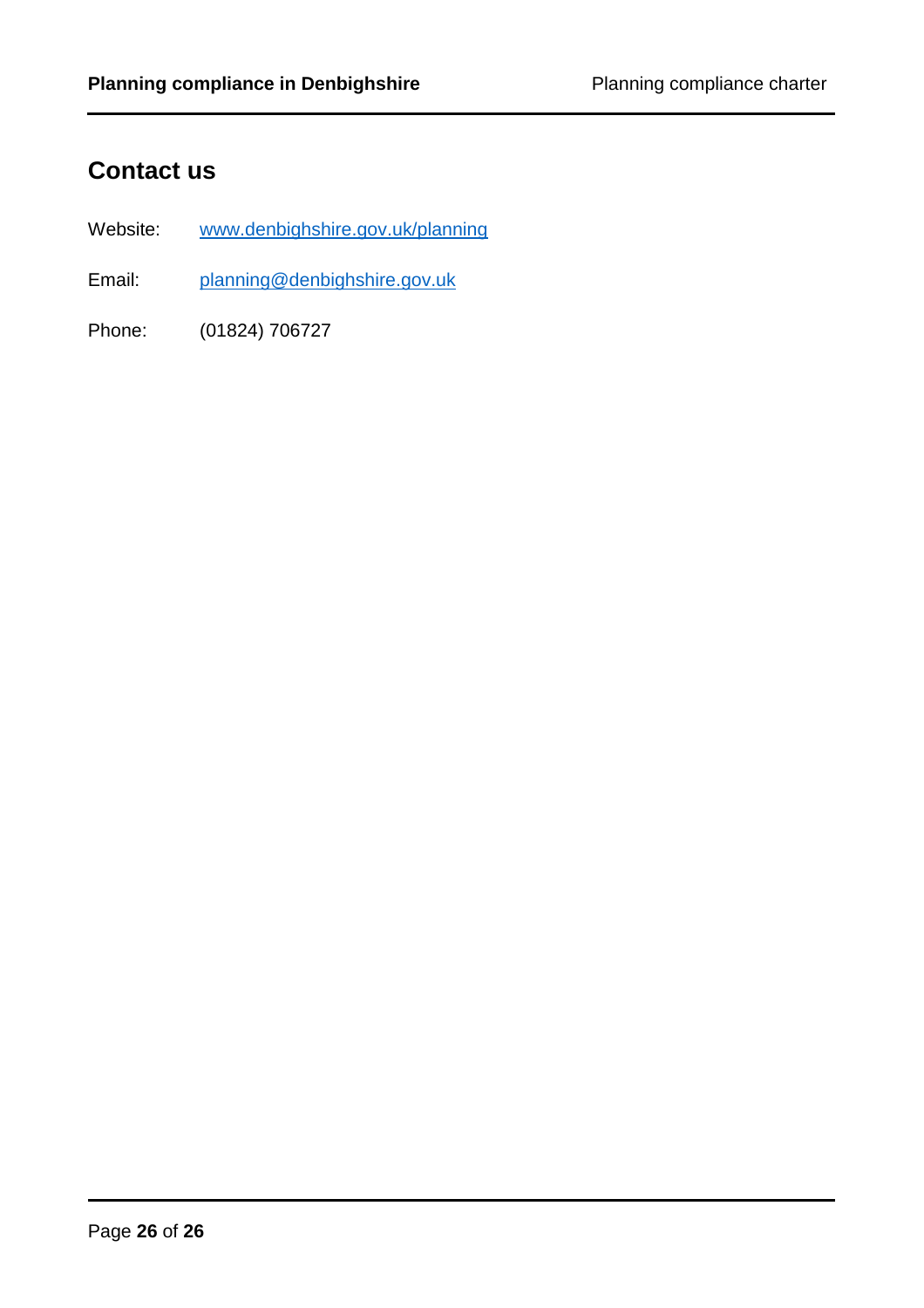## Contact us

Website: www.denbighshire.gov.uk/planning

Email: planning@denbighshire.gov.uk

Phone: (01824) 706727